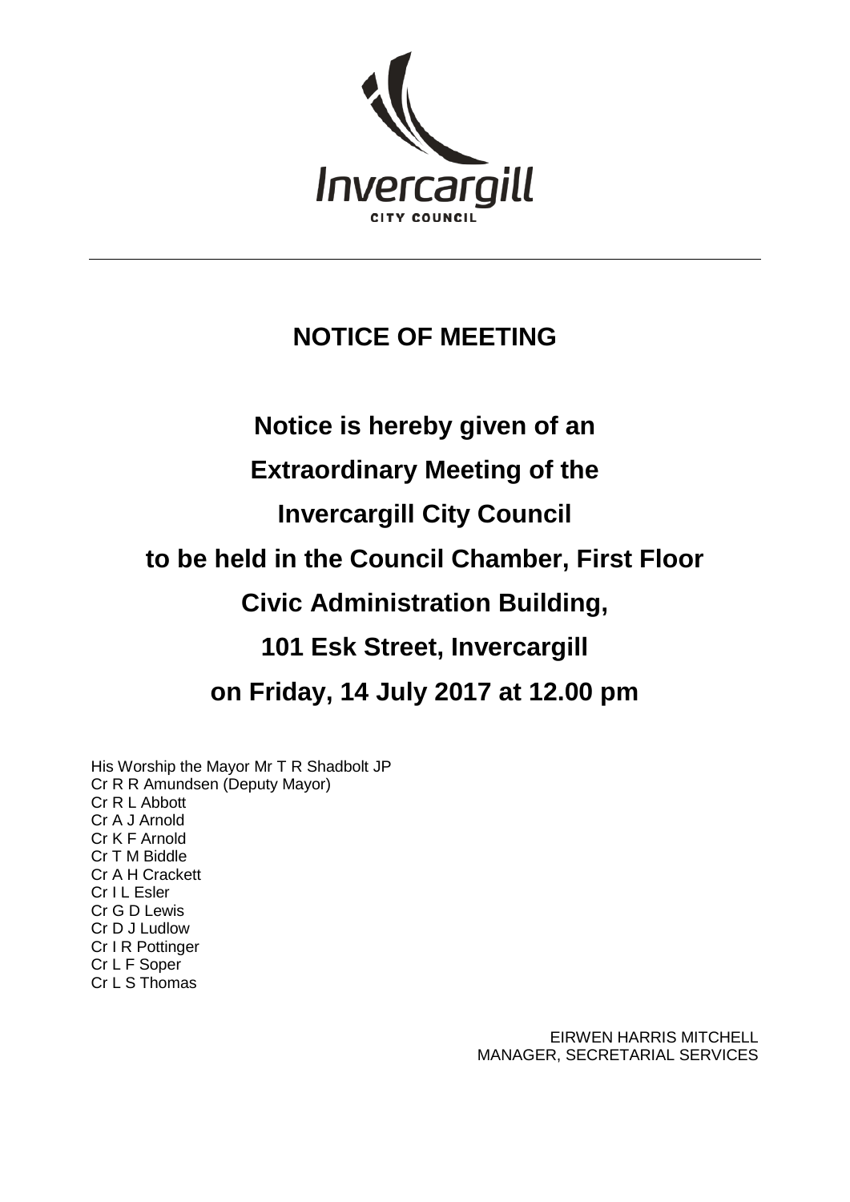Invercargill
CITY COUNCIL

---

# NOTICE OF MEETING

## Notice is hereby given of an Extraordinary Meeting of the Invercargill City Council to be held in the Council Chamber, First Floor Civic Administration Building, 101 Esk Street, Invercargill on Friday, 14 July 2017 at 12.00 pm

His Worship the Mayor Mr T R Shadbolt JP
Cr R R Amundsen (Deputy Mayor)
Cr R L Abbott
Cr A J Arnold
Cr K F Arnold
Cr T M Biddle
Cr A H Crackett
Cr I L Esler
Cr G D Lewis
Cr D J Ludlow
Cr I R Pottinger
Cr L F Soper
Cr L S Thomas

EIRWEN HARRIS MITCHELL
MANAGER, SECRETARIAL SERVICES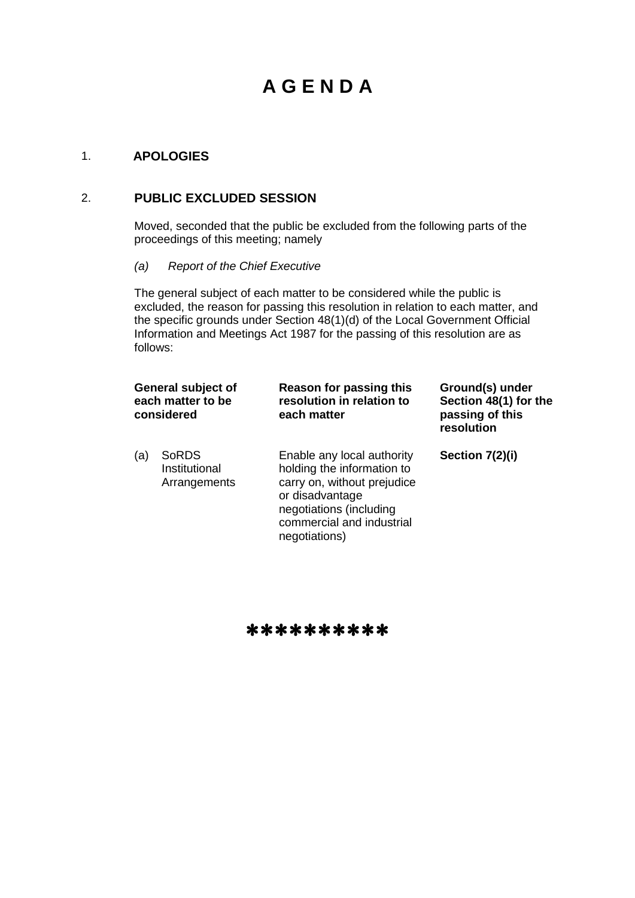# A G E N D A

## 1. APOLOGIES

## 2. PUBLIC EXCLUDED SESSION

Moved, seconded that the public be excluded from the following parts of the proceedings of this meeting; namely

*(a) Report of the Chief Executive*

The general subject of each matter to be considered while the public is excluded, the reason for passing this resolution in relation to each matter, and the specific grounds under Section 48(1)(d) of the Local Government Official Information and Meetings Act 1987 for the passing of this resolution are as follows:

| **General subject of each matter to be considered** | **Reason for passing this resolution in relation to each matter** | **Ground(s) under Section 48(1) for the passing of this resolution** |
|---|---|---|
| (a) SoRDS Institutional Arrangements | Enable any local authority holding the information to carry on, without prejudice or disadvantage negotiations (including commercial and industrial negotiations) | **Section 7(2)(i)** |

**********